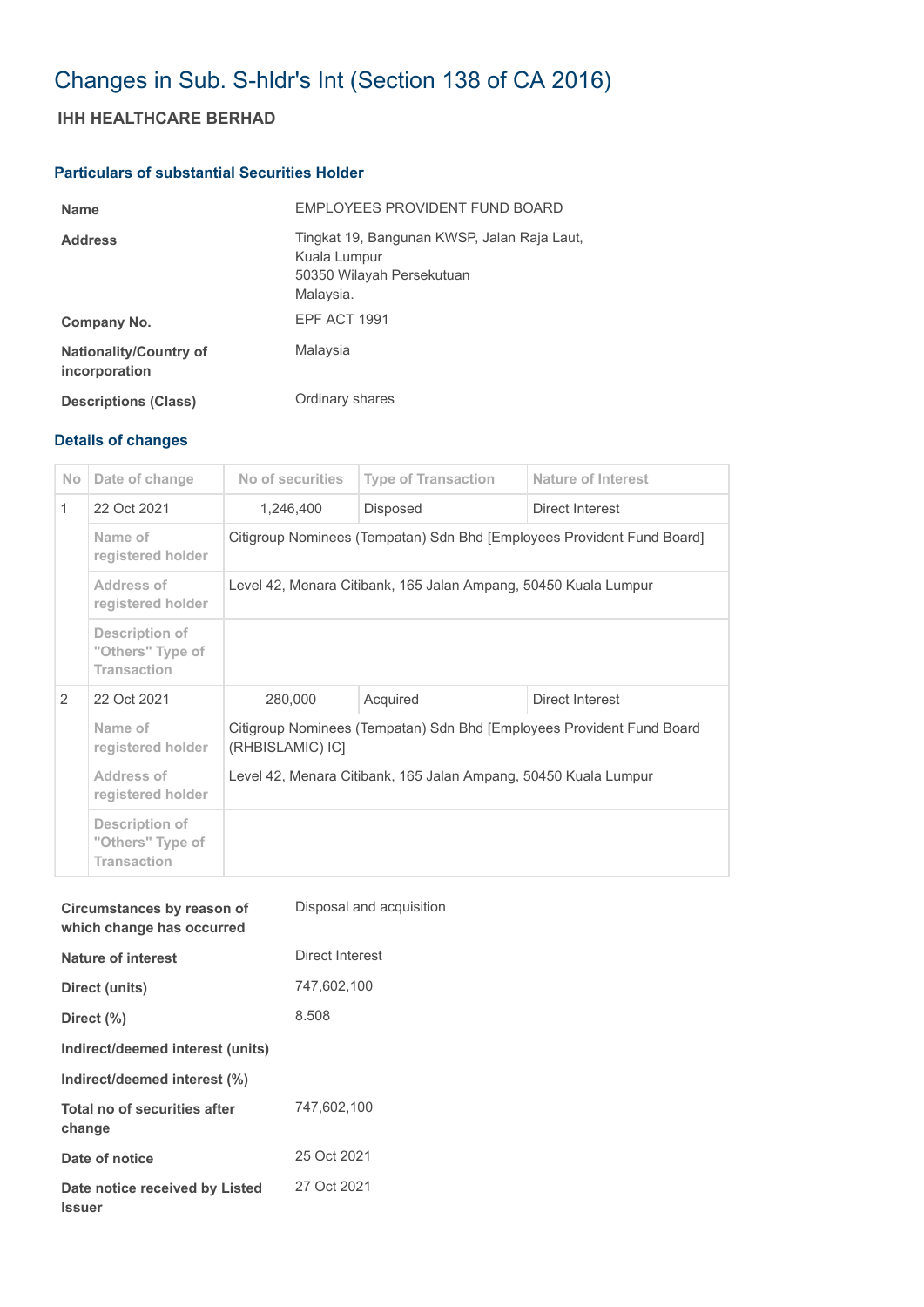# Changes in Sub. S-hldr's Int (Section 138 of CA 2016)

## IHH HEALTHCARE BERHAD

### Particulars of substantial Securities Holder

| | |
|---|---|
| **Name** | EMPLOYEES PROVIDENT FUND BOARD |
| **Address** | Tingkat 19, Bangunan KWSP, Jalan Raja Laut, Kuala Lumpur 50350 Wilayah Persekutuan Malaysia. |
| **Company No.** | EPF ACT 1991 |
| **Nationality/Country of incorporation** | Malaysia |
| **Descriptions (Class)** | Ordinary shares |

### Details of changes

| No | Date of change | No of securities | Type of Transaction | Nature of Interest |
|---|---|---|---|---|
| 1 | 22 Oct 2021 | 1,246,400 | Disposed | Direct Interest |
| | Name of registered holder | Citigroup Nominees (Tempatan) Sdn Bhd [Employees Provident Fund Board] | | |
| | Address of registered holder | Level 42, Menara Citibank, 165 Jalan Ampang, 50450 Kuala Lumpur | | |
| | Description of "Others" Type of Transaction | | | |
| 2 | 22 Oct 2021 | 280,000 | Acquired | Direct Interest |
| | Name of registered holder | Citigroup Nominees (Tempatan) Sdn Bhd [Employees Provident Fund Board (RHBISLAMIC) IC] | | |
| | Address of registered holder | Level 42, Menara Citibank, 165 Jalan Ampang, 50450 Kuala Lumpur | | |
| | Description of "Others" Type of Transaction | | | |

| | |
|---|---|
| **Circumstances by reason of which change has occurred** | Disposal and acquisition |
| **Nature of interest** | Direct Interest |
| **Direct (units)** | 747,602,100 |
| **Direct (%)** | 8.508 |
| **Indirect/deemed interest (units)** | |
| **Indirect/deemed interest (%)** | |
| **Total no of securities after change** | 747,602,100 |
| **Date of notice** | 25 Oct 2021 |
| **Date notice received by Listed Issuer** | 27 Oct 2021 |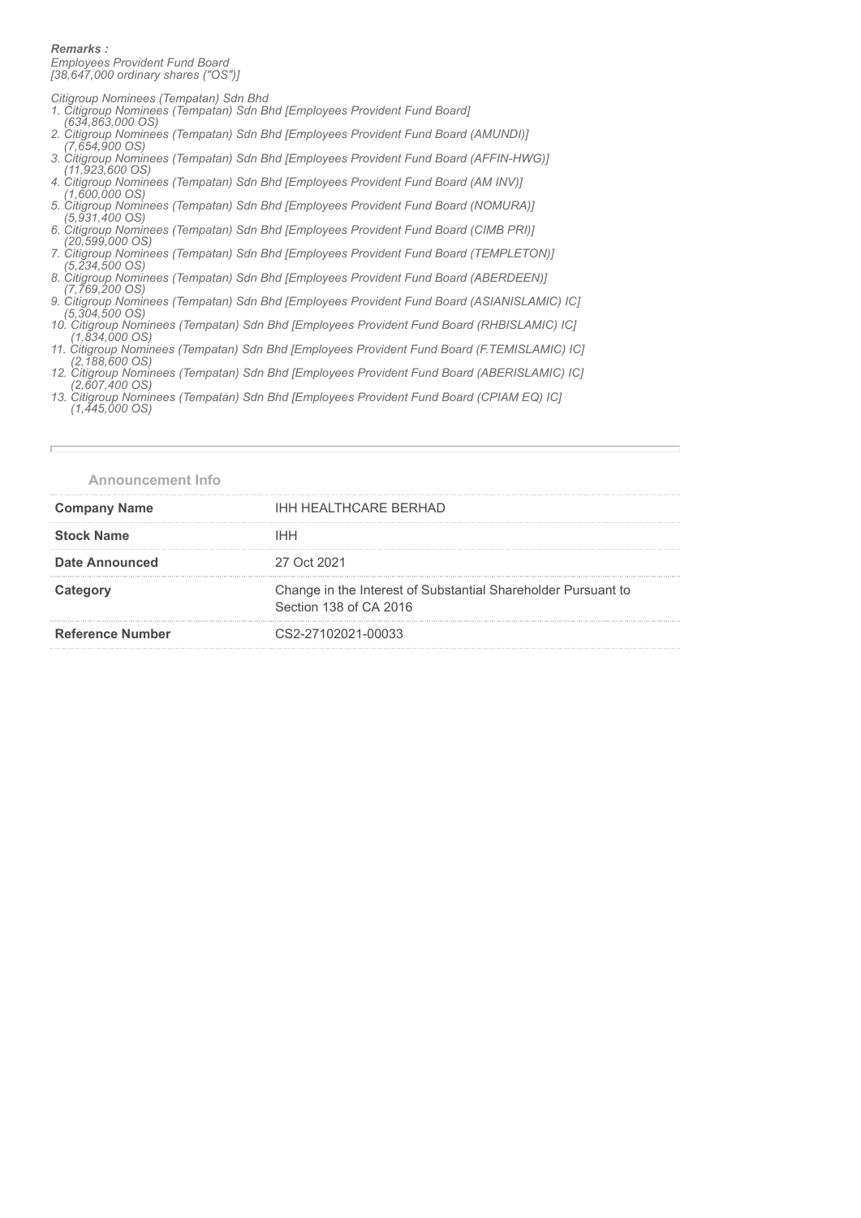***Remarks :***

*Employees Provident Fund Board*
*[38,647,000 ordinary shares ("OS")]*

*Citigroup Nominees (Tempatan) Sdn Bhd*

1. *Citigroup Nominees (Tempatan) Sdn Bhd [Employees Provident Fund Board]*
   *(634,863,000 OS)*
2. *Citigroup Nominees (Tempatan) Sdn Bhd [Employees Provident Fund Board (AMUNDI)]*
   *(7,654,900 OS)*
3. *Citigroup Nominees (Tempatan) Sdn Bhd [Employees Provident Fund Board (AFFIN-HWG)]*
   *(11,923,600 OS)*
4. *Citigroup Nominees (Tempatan) Sdn Bhd [Employees Provident Fund Board (AM INV)]*
   *(1,600,000 OS)*
5. *Citigroup Nominees (Tempatan) Sdn Bhd [Employees Provident Fund Board (NOMURA)]*
   *(5,931,400 OS)*
6. *Citigroup Nominees (Tempatan) Sdn Bhd [Employees Provident Fund Board (CIMB PRI)]*
   *(20,599,000 OS)*
7. *Citigroup Nominees (Tempatan) Sdn Bhd [Employees Provident Fund Board (TEMPLETON)]*
   *(5,234,500 OS)*
8. *Citigroup Nominees (Tempatan) Sdn Bhd [Employees Provident Fund Board (ABERDEEN)]*
   *(7,769,200 OS)*
9. *Citigroup Nominees (Tempatan) Sdn Bhd [Employees Provident Fund Board (ASIANISLAMIC) IC]*
   *(5,304,500 OS)*
10. *Citigroup Nominees (Tempatan) Sdn Bhd [Employees Provident Fund Board (RHBISLAMIC) IC]*
    *(1,834,000 OS)*
11. *Citigroup Nominees (Tempatan) Sdn Bhd [Employees Provident Fund Board (F.TEMISLAMIC) IC]*
    *(2,188,600 OS)*
12. *Citigroup Nominees (Tempatan) Sdn Bhd [Employees Provident Fund Board (ABERISLAMIC) IC]*
    *(2,607,400 OS)*
13. *Citigroup Nominees (Tempatan) Sdn Bhd [Employees Provident Fund Board (CPIAM EQ) IC]*
    *(1,445,000 OS)*

### Announcement Info

| | |
|---|---|
| **Company Name** | IHH HEALTHCARE BERHAD |
| **Stock Name** | IHH |
| **Date Announced** | 27 Oct 2021 |
| **Category** | Change in the Interest of Substantial Shareholder Pursuant to Section 138 of CA 2016 |
| **Reference Number** | CS2-27102021-00033 |